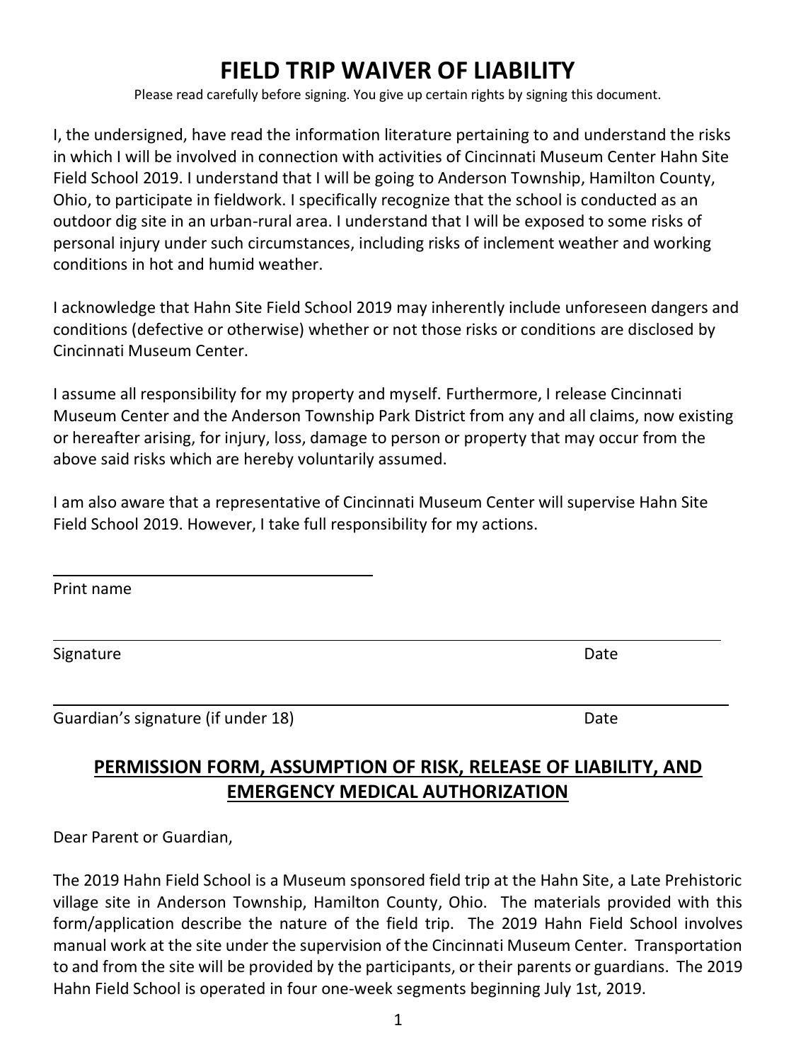# FIELD TRIP WAIVER OF LIABILITY

Please read carefully before signing. You give up certain rights by signing this document.

I, the undersigned, have read the information literature pertaining to and understand the risks in which I will be involved in connection with activities of Cincinnati Museum Center Hahn Site Field School 2019. I understand that I will be going to Anderson Township, Hamilton County, Ohio, to participate in fieldwork. I specifically recognize that the school is conducted as an outdoor dig site in an urban-rural area. I understand that I will be exposed to some risks of personal injury under such circumstances, including risks of inclement weather and working conditions in hot and humid weather.

I acknowledge that Hahn Site Field School 2019 may inherently include unforeseen dangers and conditions (defective or otherwise) whether or not those risks or conditions are disclosed by Cincinnati Museum Center.

I assume all responsibility for my property and myself. Furthermore, I release Cincinnati Museum Center and the Anderson Township Park District from any and all claims, now existing or hereafter arising, for injury, loss, damage to person or property that may occur from the above said risks which are hereby voluntarily assumed.

I am also aware that a representative of Cincinnati Museum Center will supervise Hahn Site Field School 2019. However, I take full responsibility for my actions.

\_\_\_\_\_\_\_\_\_\_\_\_\_\_\_\_\_\_\_\_\_\_\_\_\_\_\_\_\_\_\_\_\_\_\_\_\_\_\_\_

Print name

\_\_\_\_\_\_\_\_\_\_\_\_\_\_\_\_\_\_\_\_\_\_\_\_\_\_\_\_\_\_\_\_\_\_\_\_\_\_\_\_\_\_\_\_\_\_\_\_\_\_\_\_\_\_\_\_\_\_\_\_\_\_\_\_\_\_\_\_\_\_\_\_\_\_

Signature Date

\_\_\_\_\_\_\_\_\_\_\_\_\_\_\_\_\_\_\_\_\_\_\_\_\_\_\_\_\_\_\_\_\_\_\_\_\_\_\_\_\_\_\_\_\_\_\_\_\_\_\_\_\_\_\_\_\_\_\_\_\_\_\_\_\_\_\_\_\_\_\_\_\_\_

Guardian's signature (if under 18) Date

## PERMISSION FORM, ASSUMPTION OF RISK, RELEASE OF LIABILITY, AND EMERGENCY MEDICAL AUTHORIZATION

Dear Parent or Guardian,

The 2019 Hahn Field School is a Museum sponsored field trip at the Hahn Site, a Late Prehistoric village site in Anderson Township, Hamilton County, Ohio. The materials provided with this form/application describe the nature of the field trip. The 2019 Hahn Field School involves manual work at the site under the supervision of the Cincinnati Museum Center. Transportation to and from the site will be provided by the participants, or their parents or guardians. The 2019 Hahn Field School is operated in four one-week segments beginning July 1st, 2019.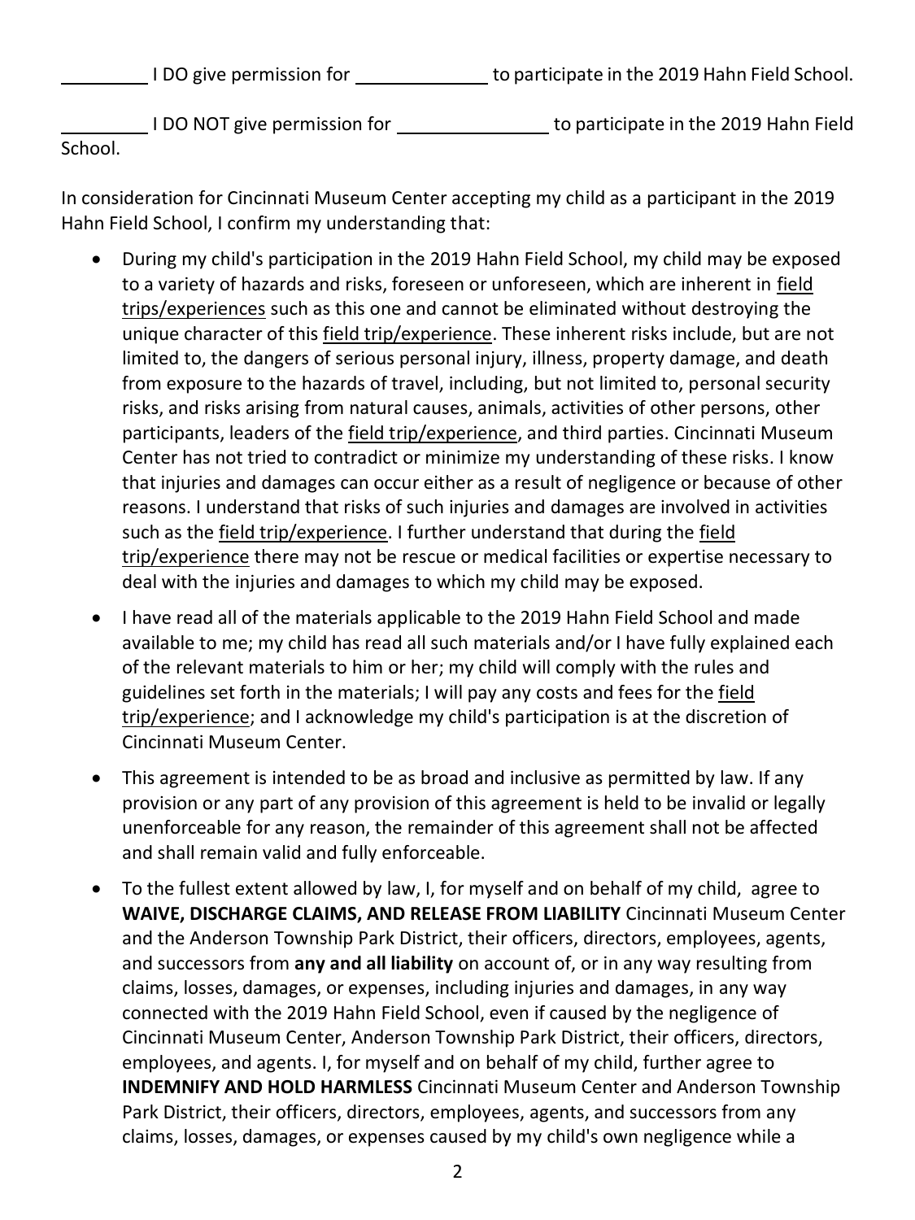________ I DO give permission for ____________ to participate in the 2019 Hahn Field School.

________ I DO NOT give permission for ______________ to participate in the 2019 Hahn Field School.

In consideration for Cincinnati Museum Center accepting my child as a participant in the 2019 Hahn Field School, I confirm my understanding that:

- During my child's participation in the 2019 Hahn Field School, my child may be exposed to a variety of hazards and risks, foreseen or unforeseen, which are inherent in <u>field trips/experiences</u> such as this one and cannot be eliminated without destroying the unique character of this <u>field trip/experience</u>. These inherent risks include, but are not limited to, the dangers of serious personal injury, illness, property damage, and death from exposure to the hazards of travel, including, but not limited to, personal security risks, and risks arising from natural causes, animals, activities of other persons, other participants, leaders of the <u>field trip/experience</u>, and third parties. Cincinnati Museum Center has not tried to contradict or minimize my understanding of these risks. I know that injuries and damages can occur either as a result of negligence or because of other reasons. I understand that risks of such injuries and damages are involved in activities such as the <u>field trip/experience</u>. I further understand that during the <u>field trip/experience</u> there may not be rescue or medical facilities or expertise necessary to deal with the injuries and damages to which my child may be exposed.
- I have read all of the materials applicable to the 2019 Hahn Field School and made available to me; my child has read all such materials and/or I have fully explained each of the relevant materials to him or her; my child will comply with the rules and guidelines set forth in the materials; I will pay any costs and fees for the <u>field trip/experience</u>; and I acknowledge my child's participation is at the discretion of Cincinnati Museum Center.
- This agreement is intended to be as broad and inclusive as permitted by law. If any provision or any part of any provision of this agreement is held to be invalid or legally unenforceable for any reason, the remainder of this agreement shall not be affected and shall remain valid and fully enforceable.
- To the fullest extent allowed by law, I, for myself and on behalf of my child, agree to **WAIVE, DISCHARGE CLAIMS, AND RELEASE FROM LIABILITY** Cincinnati Museum Center and the Anderson Township Park District, their officers, directors, employees, agents, and successors from **any and all liability** on account of, or in any way resulting from claims, losses, damages, or expenses, including injuries and damages, in any way connected with the 2019 Hahn Field School, even if caused by the negligence of Cincinnati Museum Center, Anderson Township Park District, their officers, directors, employees, and agents. I, for myself and on behalf of my child, further agree to **INDEMNIFY AND HOLD HARMLESS** Cincinnati Museum Center and Anderson Township Park District, their officers, directors, employees, agents, and successors from any claims, losses, damages, or expenses caused by my child's own negligence while a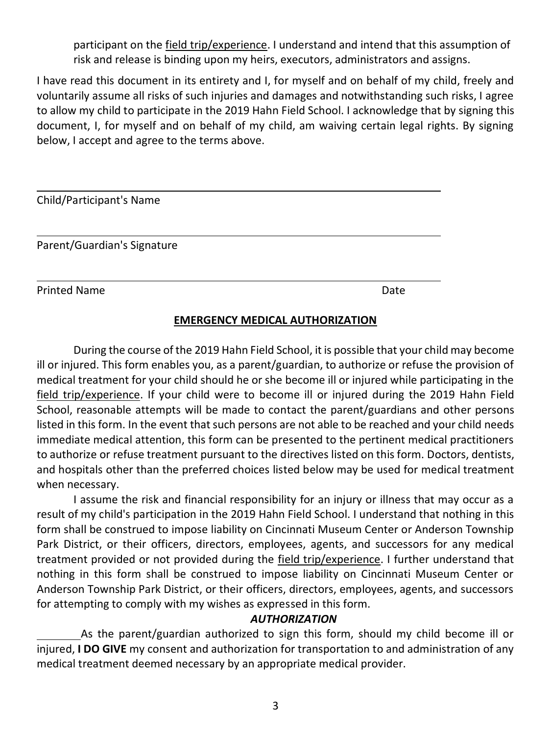participant on the <u>field trip/experience</u>. I understand and intend that this assumption of risk and release is binding upon my heirs, executors, administrators and assigns.

I have read this document in its entirety and I, for myself and on behalf of my child, freely and voluntarily assume all risks of such injuries and damages and notwithstanding such risks, I agree to allow my child to participate in the 2019 Hahn Field School. I acknowledge that by signing this document, I, for myself and on behalf of my child, am waiving certain legal rights. By signing below, I accept and agree to the terms above.

\_\_\_\_\_\_\_\_\_\_\_\_\_\_\_\_\_\_\_\_\_\_\_\_\_\_\_\_\_\_\_\_\_\_\_\_\_\_\_\_\_\_\_\_\_\_\_\_\_\_\_\_

Child/Participant's Name

\_\_\_\_\_\_\_\_\_\_\_\_\_\_\_\_\_\_\_\_\_\_\_\_\_\_\_\_\_\_\_\_\_\_\_\_\_\_\_\_\_\_\_\_\_\_\_\_\_\_\_\_

Parent/Guardian's Signature

\_\_\_\_\_\_\_\_\_\_\_\_\_\_\_\_\_\_\_\_\_\_\_\_\_\_\_\_\_\_\_\_\_\_\_\_\_\_\_\_\_\_\_\_\_\_\_\_\_\_\_\_

Printed Name Date

## <u>EMERGENCY MEDICAL AUTHORIZATION</u>

During the course of the 2019 Hahn Field School, it is possible that your child may become ill or injured. This form enables you, as a parent/guardian, to authorize or refuse the provision of medical treatment for your child should he or she become ill or injured while participating in the <u>field trip/experience</u>. If your child were to become ill or injured during the 2019 Hahn Field School, reasonable attempts will be made to contact the parent/guardians and other persons listed in this form. In the event that such persons are not able to be reached and your child needs immediate medical attention, this form can be presented to the pertinent medical practitioners to authorize or refuse treatment pursuant to the directives listed on this form. Doctors, dentists, and hospitals other than the preferred choices listed below may be used for medical treatment when necessary.

I assume the risk and financial responsibility for an injury or illness that may occur as a result of my child's participation in the 2019 Hahn Field School. I understand that nothing in this form shall be construed to impose liability on Cincinnati Museum Center or Anderson Township Park District, or their officers, directors, employees, agents, and successors for any medical treatment provided or not provided during the <u>field trip/experience</u>. I further understand that nothing in this form shall be construed to impose liability on Cincinnati Museum Center or Anderson Township Park District, or their officers, directors, employees, agents, and successors for attempting to comply with my wishes as expressed in this form.

***AUTHORIZATION***

\_\_\_\_\_\_\_ As the parent/guardian authorized to sign this form, should my child become ill or injured, **I DO GIVE** my consent and authorization for transportation to and administration of any medical treatment deemed necessary by an appropriate medical provider.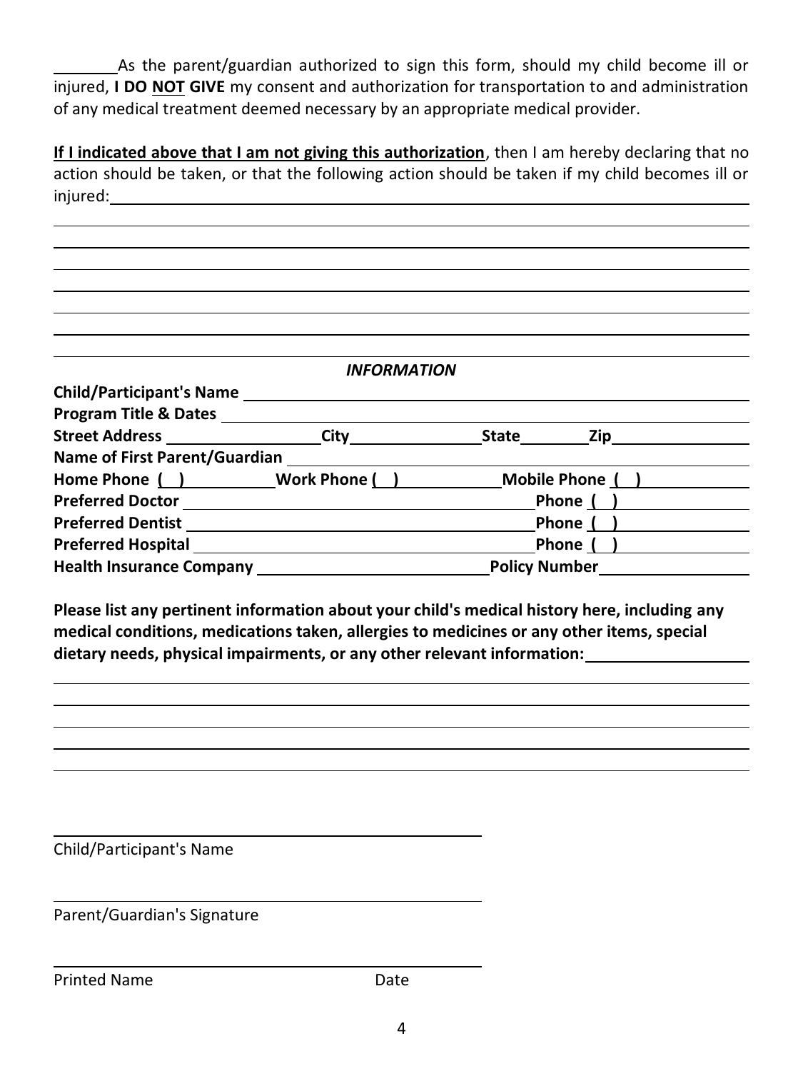_______ As the parent/guardian authorized to sign this form, should my child become ill or injured, **I DO <u>NOT</u> GIVE** my consent and authorization for transportation to and administration of any medical treatment deemed necessary by an appropriate medical provider.

**<u>If I indicated above that I am not giving this authorization</u>**, then I am hereby declaring that no action should be taken, or that the following action should be taken if my child becomes ill or injured: _______________________________________________

_______________________________________________

_______________________________________________

_______________________________________________

_______________________________________________

_______________________________________________

_______________________________________________

_______________________________________________

### *INFORMATION*

**Child/Participant's Name** _______________________________________________

**Program Title & Dates** _______________________________________________

**Street Address** ______________ **City** ______________ **State** ________ **Zip** ______________

**Name of First Parent/Guardian** _______________________________________________

**Home Phone ( )** __________ **Work Phone ( )** __________ **Mobile Phone ( )** __________

**Preferred Doctor** ______________________________ **Phone ( )** ______________

**Preferred Dentist** ______________________________ **Phone ( )** ______________

**Preferred Hospital** ______________________________ **Phone ( )** ______________

**Health Insurance Company** ______________________ **Policy Number** ______________

**Please list any pertinent information about your child's medical history here, including any medical conditions, medications taken, allergies to medicines or any other items, special dietary needs, physical impairments, or any other relevant information:** ______________

_______________________________________________

_______________________________________________

_______________________________________________

_______________________________________________

_______________________________________________

_______________________________________________
Child/Participant's Name

_______________________________________________
Parent/Guardian's Signature

_______________________________________________
Printed Name Date